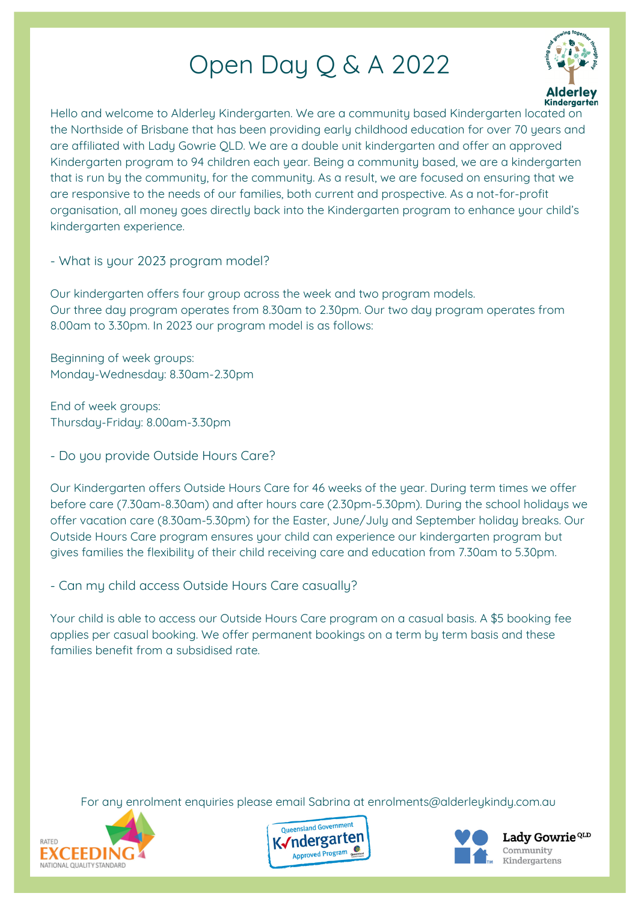# Open Day Q & A 2022

Hello and welcome to Alderley Kindergarten. We are a community based Kindergarten located on the Northside of Brisbane that has been providing early childhood education for over 70 years and are affiliated with Lady Gowrie QLD. We are a double unit kindergarten and offer an approved Kindergarten program to 94 children each year. Being a community based, we are a kindergarten that is run by the community, for the community. As a result, we are focused on ensuring that we are responsive to the needs of our families, both current and prospective. As a not-for-profit organisation, all money goes directly back into the Kindergarten program to enhance your child's kindergarten experience.

## - What is your 2023 program model?

Our kindergarten offers four group across the week and two program models.
Our three day program operates from 8.30am to 2.30pm. Our two day program operates from 8.00am to 3.30pm. In 2023 our program model is as follows:

Beginning of week groups:
Monday-Wednesday: 8.30am-2.30pm

End of week groups:
Thursday-Friday: 8.00am-3.30pm

## - Do you provide Outside Hours Care?

Our Kindergarten offers Outside Hours Care for 46 weeks of the year. During term times we offer before care (7.30am-8.30am) and after hours care (2.30pm-5.30pm). During the school holidays we offer vacation care (8.30am-5.30pm) for the Easter, June/July and September holiday breaks. Our Outside Hours Care program ensures your child can experience our kindergarten program but gives families the flexibility of their child receiving care and education from 7.30am to 5.30pm.

## - Can my child access Outside Hours Care casually?

Your child is able to access our Outside Hours Care program on a casual basis. A $5 booking fee applies per casual booking. We offer permanent bookings on a term by term basis and these families benefit from a subsidised rate.

For any enrolment enquiries please email Sabrina at enrolments@alderleykindy.com.au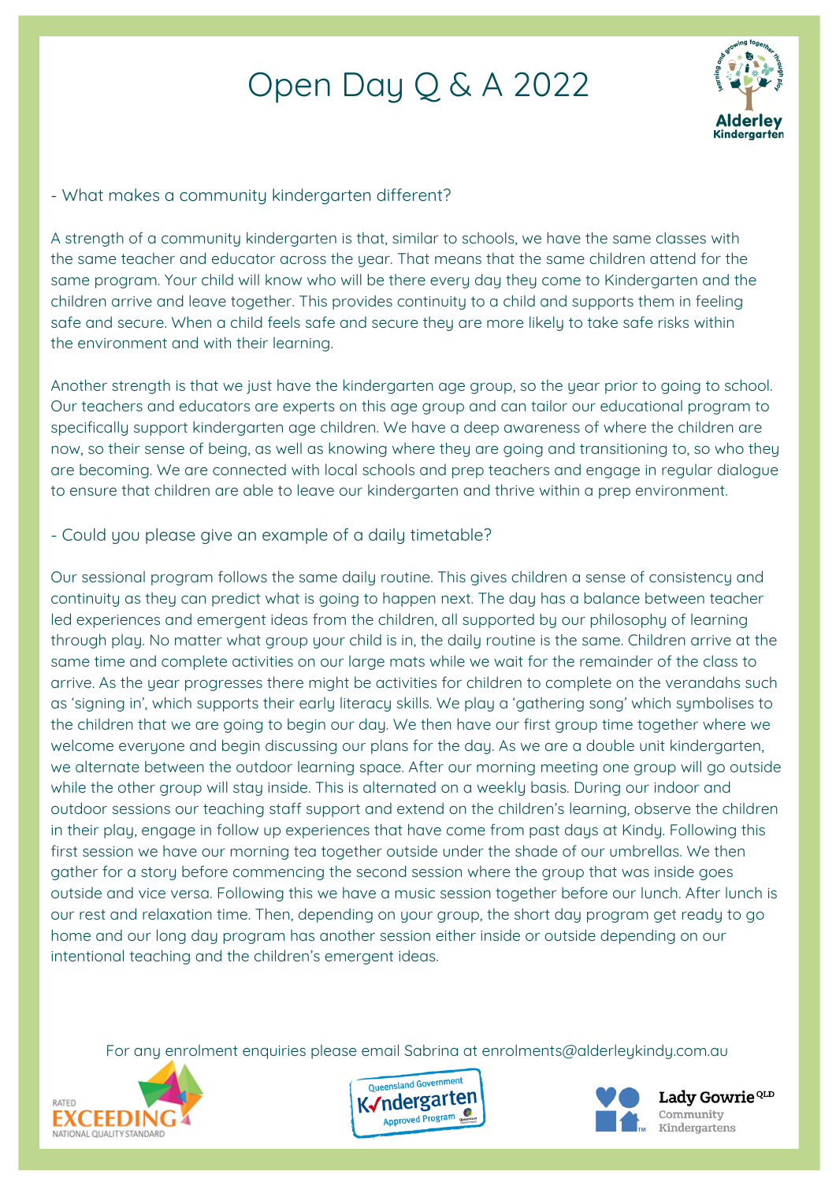# Open Day Q & A 2022

- What makes a community kindergarten different?

A strength of a community kindergarten is that, similar to schools, we have the same classes with the same teacher and educator across the year. That means that the same children attend for the same program. Your child will know who will be there every day they come to Kindergarten and the children arrive and leave together. This provides continuity to a child and supports them in feeling safe and secure. When a child feels safe and secure they are more likely to take safe risks within the environment and with their learning.

Another strength is that we just have the kindergarten age group, so the year prior to going to school. Our teachers and educators are experts on this age group and can tailor our educational program to specifically support kindergarten age children. We have a deep awareness of where the children are now, so their sense of being, as well as knowing where they are going and transitioning to, so who they are becoming. We are connected with local schools and prep teachers and engage in regular dialogue to ensure that children are able to leave our kindergarten and thrive within a prep environment.

- Could you please give an example of a daily timetable?

Our sessional program follows the same daily routine. This gives children a sense of consistency and continuity as they can predict what is going to happen next. The day has a balance between teacher led experiences and emergent ideas from the children, all supported by our philosophy of learning through play. No matter what group your child is in, the daily routine is the same. Children arrive at the same time and complete activities on our large mats while we wait for the remainder of the class to arrive. As the year progresses there might be activities for children to complete on the verandahs such as 'signing in', which supports their early literacy skills. We play a 'gathering song' which symbolises to the children that we are going to begin our day. We then have our first group time together where we welcome everyone and begin discussing our plans for the day. As we are a double unit kindergarten, we alternate between the outdoor learning space. After our morning meeting one group will go outside while the other group will stay inside. This is alternated on a weekly basis. During our indoor and outdoor sessions our teaching staff support and extend on the children's learning, observe the children in their play, engage in follow up experiences that have come from past days at Kindy. Following this first session we have our morning tea together outside under the shade of our umbrellas. We then gather for a story before commencing the second session where the group that was inside goes outside and vice versa. Following this we have a music session together before our lunch. After lunch is our rest and relaxation time. Then, depending on your group, the short day program get ready to go home and our long day program has another session either inside or outside depending on our intentional teaching and the children's emergent ideas.

For any enrolment enquiries please email Sabrina at enrolments@alderleykindy.com.au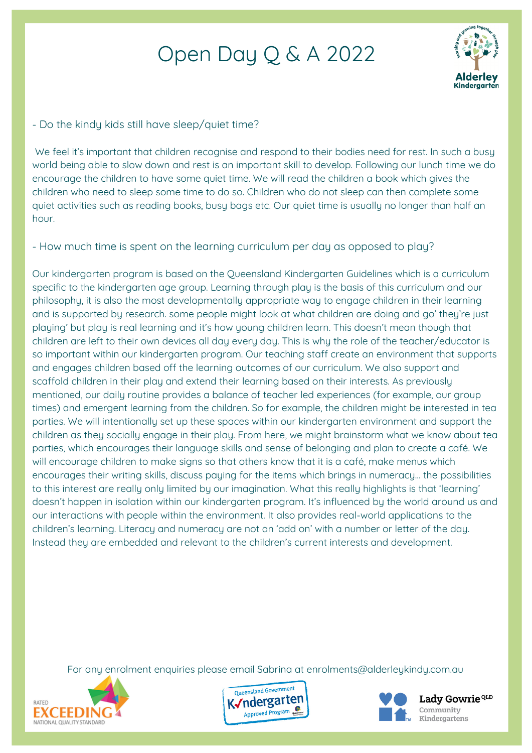# Open Day Q & A 2022

- Do the kindy kids still have sleep/quiet time?

We feel it's important that children recognise and respond to their bodies need for rest. In such a busy world being able to slow down and rest is an important skill to develop. Following our lunch time we do encourage the children to have some quiet time. We will read the children a book which gives the children who need to sleep some time to do so. Children who do not sleep can then complete some quiet activities such as reading books, busy bags etc. Our quiet time is usually no longer than half an hour.

- How much time is spent on the learning curriculum per day as opposed to play?

Our kindergarten program is based on the Queensland Kindergarten Guidelines which is a curriculum specific to the kindergarten age group. Learning through play is the basis of this curriculum and our philosophy, it is also the most developmentally appropriate way to engage children in their learning and is supported by research. some people might look at what children are doing and go' they're just playing' but play is real learning and it's how young children learn. This doesn't mean though that children are left to their own devices all day every day. This is why the role of the teacher/educator is so important within our kindergarten program. Our teaching staff create an environment that supports and engages children based off the learning outcomes of our curriculum. We also support and scaffold children in their play and extend their learning based on their interests. As previously mentioned, our daily routine provides a balance of teacher led experiences (for example, our group times) and emergent learning from the children. So for example, the children might be interested in tea parties. We will intentionally set up these spaces within our kindergarten environment and support the children as they socially engage in their play. From here, we might brainstorm what we know about tea parties, which encourages their language skills and sense of belonging and plan to create a café. We will encourage children to make signs so that others know that it is a café, make menus which encourages their writing skills, discuss paying for the items which brings in numeracy… the possibilities to this interest are really only limited by our imagination. What this really highlights is that 'learning' doesn't happen in isolation within our kindergarten program. It's influenced by the world around us and our interactions with people within the environment. It also provides real-world applications to the children's learning. Literacy and numeracy are not an 'add on' with a number or letter of the day. Instead they are embedded and relevant to the children's current interests and development.

For any enrolment enquiries please email Sabrina at enrolments@alderleykindy.com.au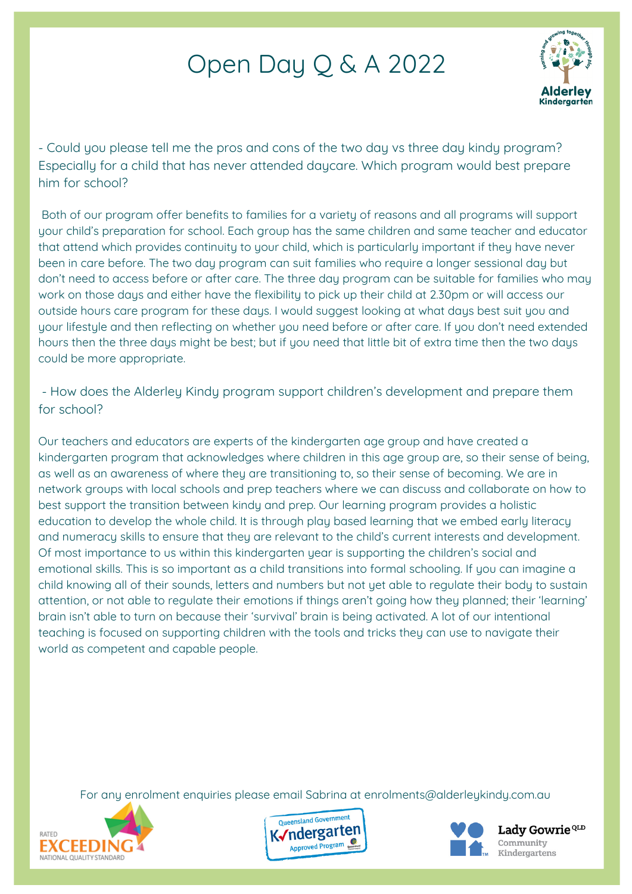# Open Day Q & A 2022

- Could you please tell me the pros and cons of the two day vs three day kindy program? Especially for a child that has never attended daycare. Which program would best prepare him for school?

Both of our program offer benefits to families for a variety of reasons and all programs will support your child's preparation for school. Each group has the same children and same teacher and educator that attend which provides continuity to your child, which is particularly important if they have never been in care before. The two day program can suit families who require a longer sessional day but don't need to access before or after care. The three day program can be suitable for families who may work on those days and either have the flexibility to pick up their child at 2.30pm or will access our outside hours care program for these days. I would suggest looking at what days best suit you and your lifestyle and then reflecting on whether you need before or after care. If you don't need extended hours then the three days might be best; but if you need that little bit of extra time then the two days could be more appropriate.

- How does the Alderley Kindy program support children's development and prepare them for school?

Our teachers and educators are experts of the kindergarten age group and have created a kindergarten program that acknowledges where children in this age group are, so their sense of being, as well as an awareness of where they are transitioning to, so their sense of becoming. We are in network groups with local schools and prep teachers where we can discuss and collaborate on how to best support the transition between kindy and prep. Our learning program provides a holistic education to develop the whole child. It is through play based learning that we embed early literacy and numeracy skills to ensure that they are relevant to the child's current interests and development. Of most importance to us within this kindergarten year is supporting the children's social and emotional skills. This is so important as a child transitions into formal schooling. If you can imagine a child knowing all of their sounds, letters and numbers but not yet able to regulate their body to sustain attention, or not able to regulate their emotions if things aren't going how they planned; their 'learning' brain isn't able to turn on because their 'survival' brain is being activated. A lot of our intentional teaching is focused on supporting children with the tools and tricks they can use to navigate their world as competent and capable people.

For any enrolment enquiries please email Sabrina at enrolments@alderleykindy.com.au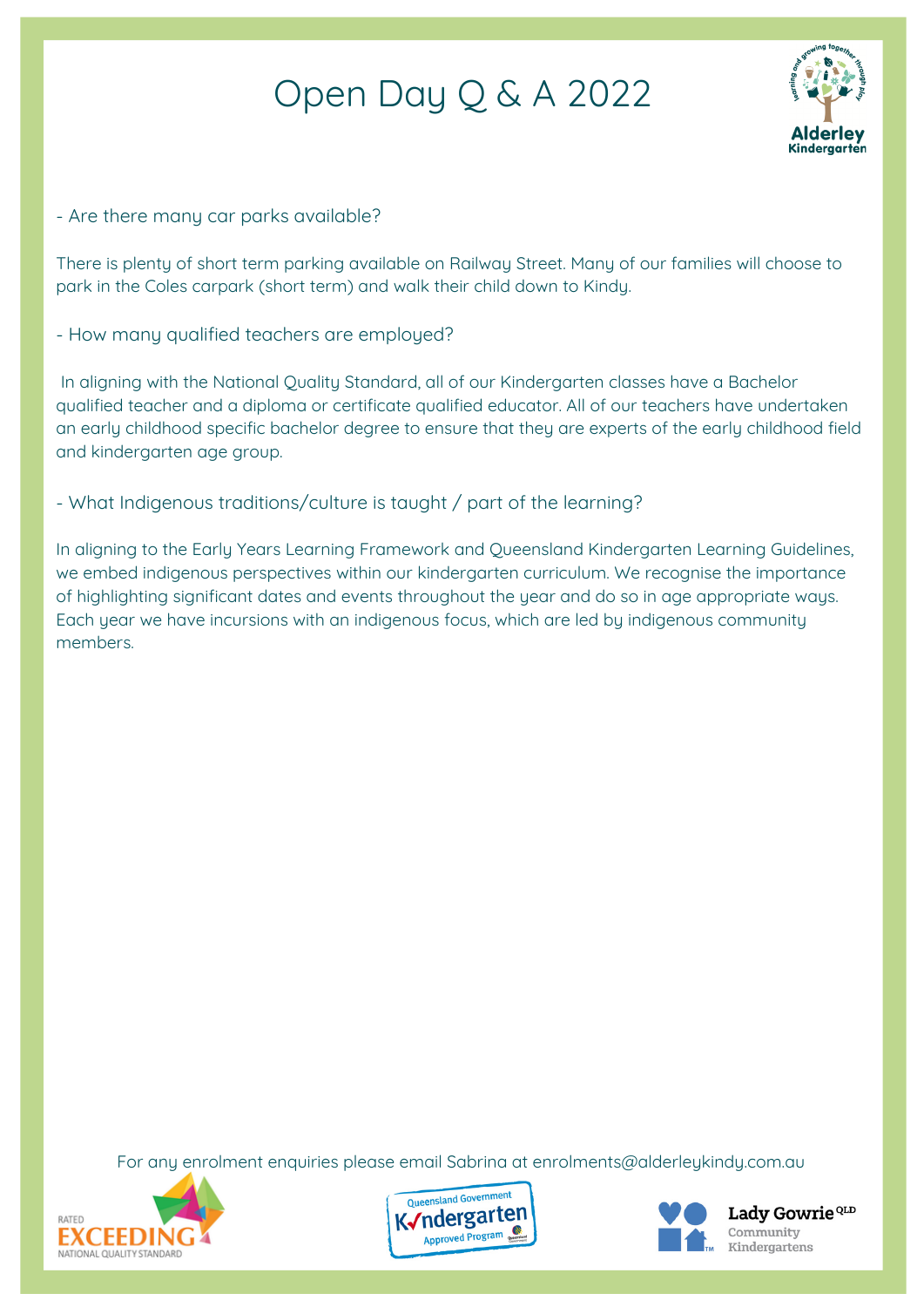# Open Day Q & A 2022

- Are there many car parks available?

There is plenty of short term parking available on Railway Street. Many of our families will choose to park in the Coles carpark (short term) and walk their child down to Kindy.

- How many qualified teachers are employed?

In aligning with the National Quality Standard, all of our Kindergarten classes have a Bachelor qualified teacher and a diploma or certificate qualified educator. All of our teachers have undertaken an early childhood specific bachelor degree to ensure that they are experts of the early childhood field and kindergarten age group.

- What Indigenous traditions/culture is taught / part of the learning?

In aligning to the Early Years Learning Framework and Queensland Kindergarten Learning Guidelines, we embed indigenous perspectives within our kindergarten curriculum. We recognise the importance of highlighting significant dates and events throughout the year and do so in age appropriate ways. Each year we have incursions with an indigenous focus, which are led by indigenous community members.

For any enrolment enquiries please email Sabrina at enrolments@alderleykindy.com.au